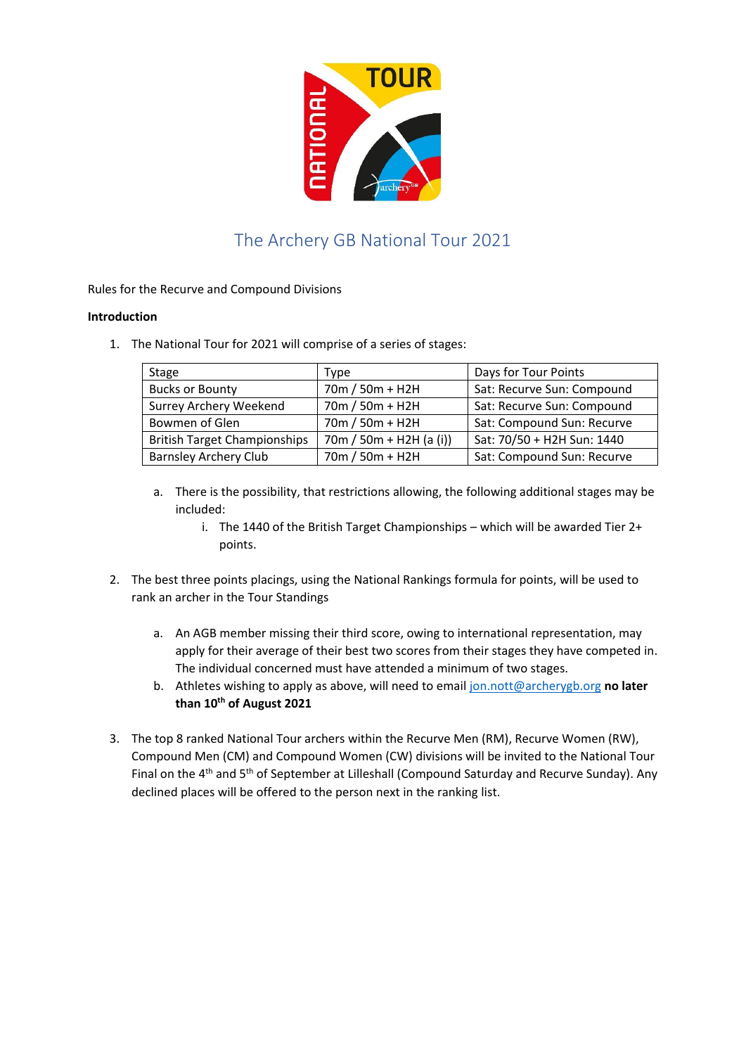# The Archery GB National Tour 2021

Rules for the Recurve and Compound Divisions

**Introduction**

1. The National Tour for 2021 will comprise of a series of stages:

| Stage | Type | Days for Tour Points |
|---|---|---|
| Bucks or Bounty | 70m / 50m + H2H | Sat: Recurve Sun: Compound |
| Surrey Archery Weekend | 70m / 50m + H2H | Sat: Recurve Sun: Compound |
| Bowmen of Glen | 70m / 50m + H2H | Sat: Compound Sun: Recurve |
| British Target Championships | 70m / 50m + H2H (a (i)) | Sat: 70/50 + H2H Sun: 1440 |
| Barnsley Archery Club | 70m / 50m + H2H | Sat: Compound Sun: Recurve |

   a. There is the possibility, that restrictions allowing, the following additional stages may be included:
      i. The 1440 of the British Target Championships – which will be awarded Tier 2+ points.

2. The best three points placings, using the National Rankings formula for points, will be used to rank an archer in the Tour Standings

   a. An AGB member missing their third score, owing to international representation, may apply for their average of their best two scores from their stages they have competed in. The individual concerned must have attended a minimum of two stages.
   b. Athletes wishing to apply as above, will need to email jon.nott@archerygb.org **no later than 10th of August 2021**

3. The top 8 ranked National Tour archers within the Recurve Men (RM), Recurve Women (RW), Compound Men (CM) and Compound Women (CW) divisions will be invited to the National Tour Final on the 4th and 5th of September at Lilleshall (Compound Saturday and Recurve Sunday). Any declined places will be offered to the person next in the ranking list.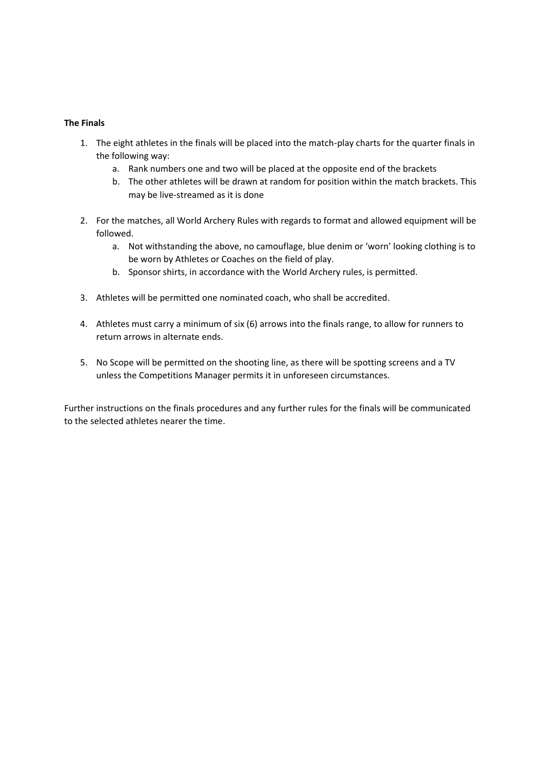**The Finals**

1. The eight athletes in the finals will be placed into the match-play charts for the quarter finals in the following way:
    a. Rank numbers one and two will be placed at the opposite end of the brackets
    b. The other athletes will be drawn at random for position within the match brackets. This may be live-streamed as it is done

2. For the matches, all World Archery Rules with regards to format and allowed equipment will be followed.
    a. Not withstanding the above, no camouflage, blue denim or 'worn' looking clothing is to be worn by Athletes or Coaches on the field of play.
    b. Sponsor shirts, in accordance with the World Archery rules, is permitted.

3. Athletes will be permitted one nominated coach, who shall be accredited.

4. Athletes must carry a minimum of six (6) arrows into the finals range, to allow for runners to return arrows in alternate ends.

5. No Scope will be permitted on the shooting line, as there will be spotting screens and a TV unless the Competitions Manager permits it in unforeseen circumstances.

Further instructions on the finals procedures and any further rules for the finals will be communicated to the selected athletes nearer the time.